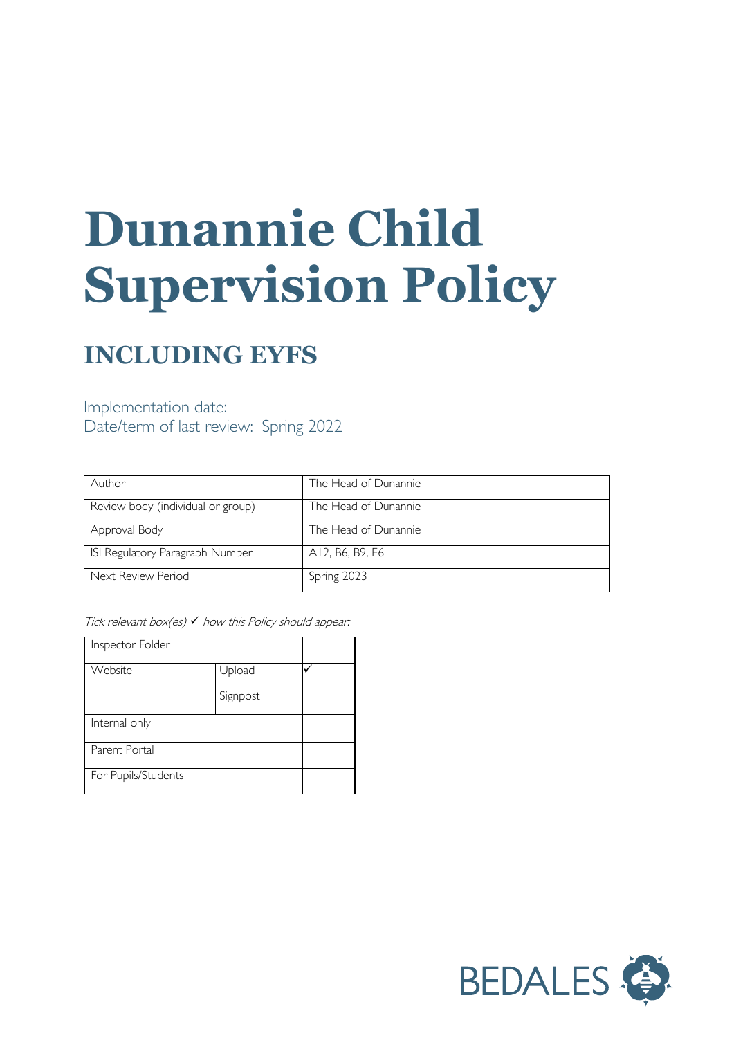# Dunannie Child Supervision Policy

## INCLUDING EYFS

Implementation date:
Date/term of last review: Spring 2022

| Author | The Head of Dunannie |
|---|---|
| Review body (individual or group) | The Head of Dunannie |
| Approval Body | The Head of Dunannie |
| ISI Regulatory Paragraph Number | A12, B6, B9, E6 |
| Next Review Period | Spring 2023 |

*Tick relevant box(es) ✓ how this Policy should appear:*

| Inspector Folder | | |
|---|---|---|
| Website | Upload | ✓ |
| | Signpost | |
| Internal only | | |
| Parent Portal | | |
| For Pupils/Students | | |

BEDALES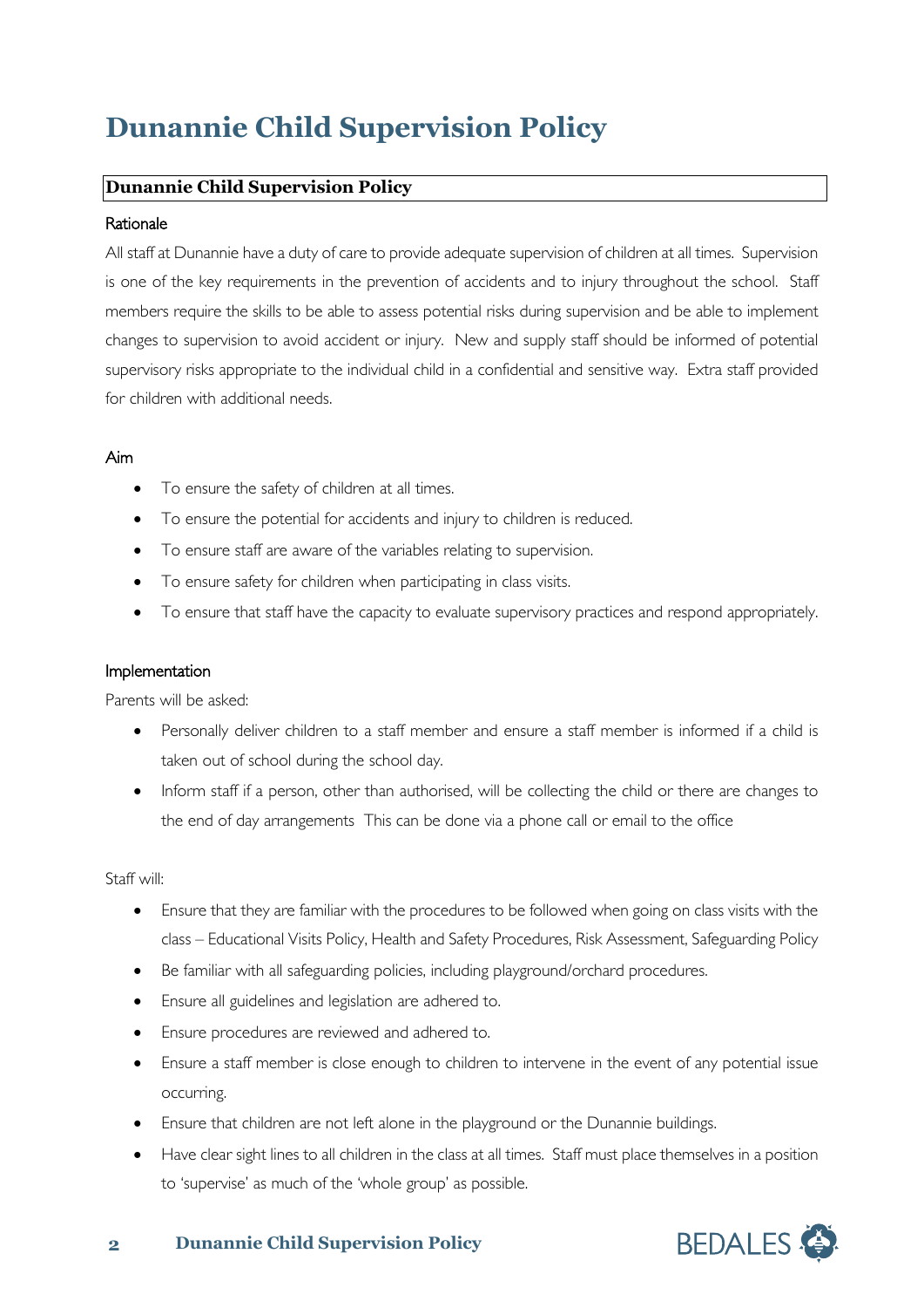# Dunannie Child Supervision Policy

**Dunannie Child Supervision Policy**

Rationale

All staff at Dunannie have a duty of care to provide adequate supervision of children at all times. Supervision is one of the key requirements in the prevention of accidents and to injury throughout the school. Staff members require the skills to be able to assess potential risks during supervision and be able to implement changes to supervision to avoid accident or injury. New and supply staff should be informed of potential supervisory risks appropriate to the individual child in a confidential and sensitive way. Extra staff provided for children with additional needs.

Aim

- To ensure the safety of children at all times.
- To ensure the potential for accidents and injury to children is reduced.
- To ensure staff are aware of the variables relating to supervision.
- To ensure safety for children when participating in class visits.
- To ensure that staff have the capacity to evaluate supervisory practices and respond appropriately.

Implementation

Parents will be asked:

- Personally deliver children to a staff member and ensure a staff member is informed if a child is taken out of school during the school day.
- Inform staff if a person, other than authorised, will be collecting the child or there are changes to the end of day arrangements This can be done via a phone call or email to the office

Staff will:

- Ensure that they are familiar with the procedures to be followed when going on class visits with the class – Educational Visits Policy, Health and Safety Procedures, Risk Assessment, Safeguarding Policy
- Be familiar with all safeguarding policies, including playground/orchard procedures.
- Ensure all guidelines and legislation are adhered to.
- Ensure procedures are reviewed and adhered to.
- Ensure a staff member is close enough to children to intervene in the event of any potential issue occurring.
- Ensure that children are not left alone in the playground or the Dunannie buildings.
- Have clear sight lines to all children in the class at all times. Staff must place themselves in a position to 'supervise' as much of the 'whole group' as possible.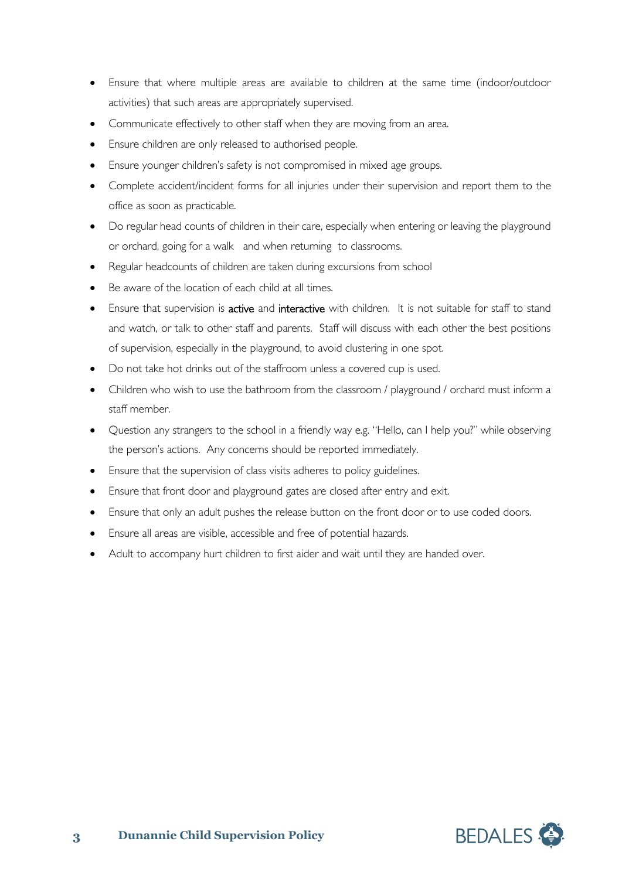- Ensure that where multiple areas are available to children at the same time (indoor/outdoor activities) that such areas are appropriately supervised.
- Communicate effectively to other staff when they are moving from an area.
- Ensure children are only released to authorised people.
- Ensure younger children's safety is not compromised in mixed age groups.
- Complete accident/incident forms for all injuries under their supervision and report them to the office as soon as practicable.
- Do regular head counts of children in their care, especially when entering or leaving the playground or orchard, going for a walk and when returning to classrooms.
- Regular headcounts of children are taken during excursions from school
- Be aware of the location of each child at all times.
- Ensure that supervision is **active** and **interactive** with children. It is not suitable for staff to stand and watch, or talk to other staff and parents. Staff will discuss with each other the best positions of supervision, especially in the playground, to avoid clustering in one spot.
- Do not take hot drinks out of the staffroom unless a covered cup is used.
- Children who wish to use the bathroom from the classroom / playground / orchard must inform a staff member.
- Question any strangers to the school in a friendly way e.g. "Hello, can I help you?" while observing the person's actions. Any concerns should be reported immediately.
- Ensure that the supervision of class visits adheres to policy guidelines.
- Ensure that front door and playground gates are closed after entry and exit.
- Ensure that only an adult pushes the release button on the front door or to use coded doors.
- Ensure all areas are visible, accessible and free of potential hazards.
- Adult to accompany hurt children to first aider and wait until they are handed over.